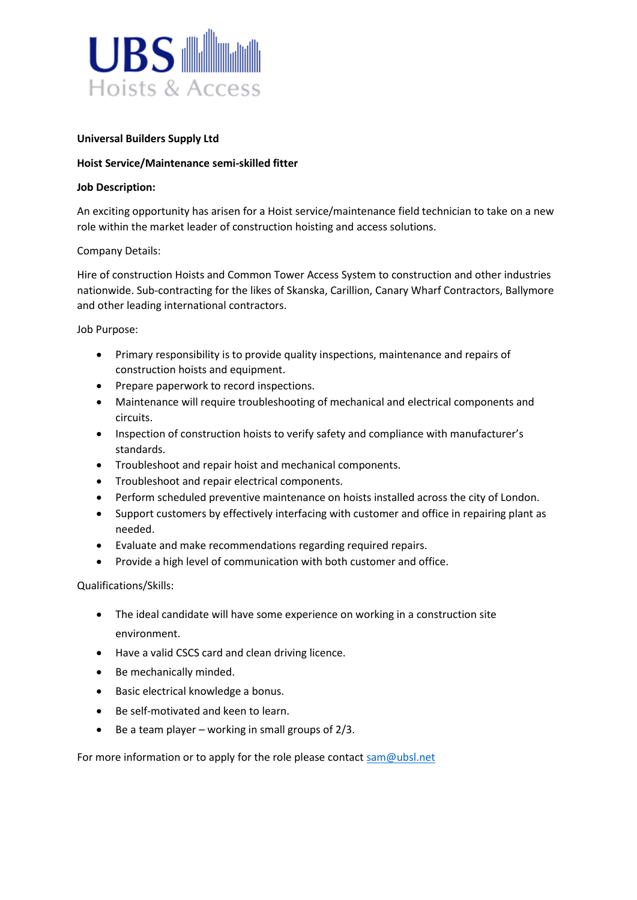**Universal Builders Supply Ltd**

**Hoist Service/Maintenance semi-skilled fitter**

**Job Description:**

An exciting opportunity has arisen for a Hoist service/maintenance field technician to take on a new role within the market leader of construction hoisting and access solutions.

Company Details:

Hire of construction Hoists and Common Tower Access System to construction and other industries nationwide. Sub-contracting for the likes of Skanska, Carillion, Canary Wharf Contractors, Ballymore and other leading international contractors.

Job Purpose:

- Primary responsibility is to provide quality inspections, maintenance and repairs of construction hoists and equipment.
- Prepare paperwork to record inspections.
- Maintenance will require troubleshooting of mechanical and electrical components and circuits.
- Inspection of construction hoists to verify safety and compliance with manufacturer's standards.
- Troubleshoot and repair hoist and mechanical components.
- Troubleshoot and repair electrical components.
- Perform scheduled preventive maintenance on hoists installed across the city of London.
- Support customers by effectively interfacing with customer and office in repairing plant as needed.
- Evaluate and make recommendations regarding required repairs.
- Provide a high level of communication with both customer and office.

Qualifications/Skills:

- The ideal candidate will have some experience on working in a construction site environment.
- Have a valid CSCS card and clean driving licence.
- Be mechanically minded.
- Basic electrical knowledge a bonus.
- Be self-motivated and keen to learn.
- Be a team player – working in small groups of 2/3.

For more information or to apply for the role please contact sam@ubsl.net